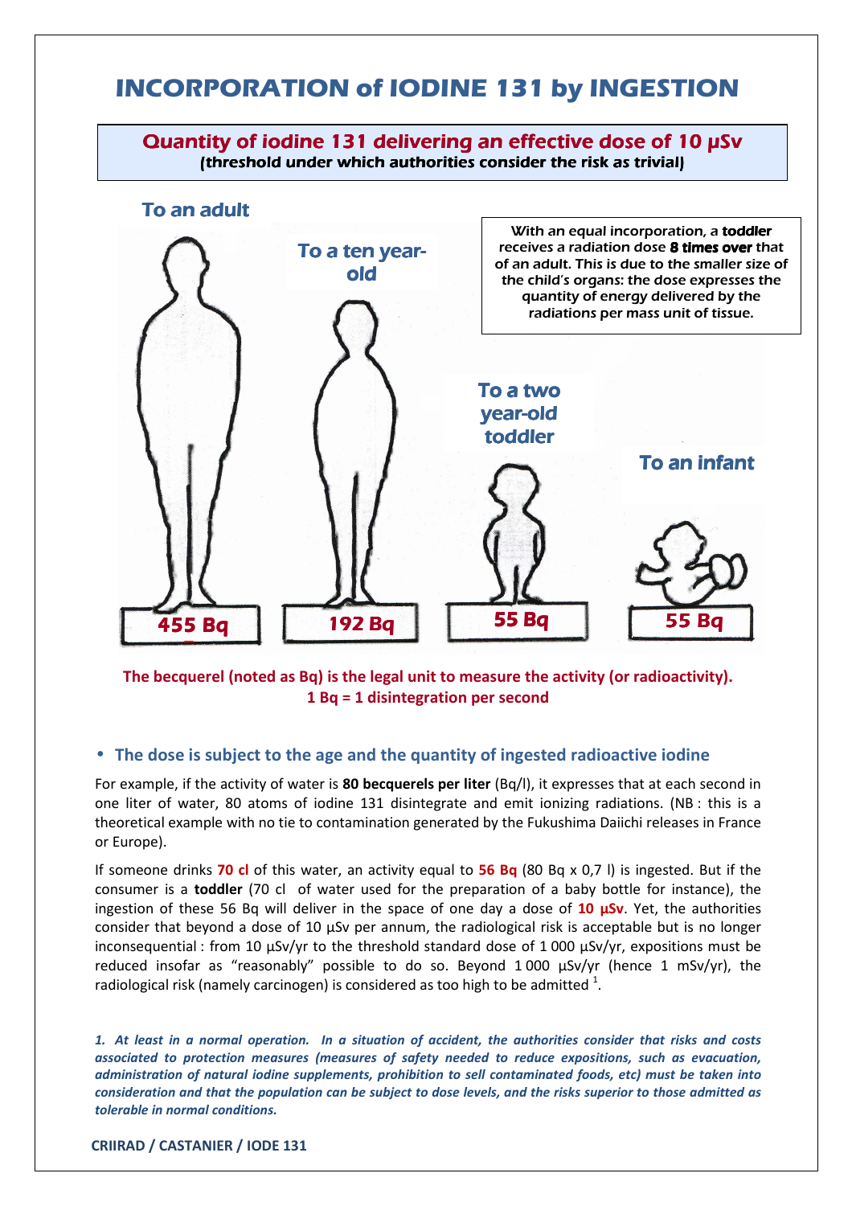# INCORPORATION of IODINE 131 by INGESTION

## Quantity of iodine 131 delivering an effective dose of 10 µSv

**(threshold under which authorities consider the risk as trivial)**

**To an adult** — **455 Bq**

**To a ten year-old** — **192 Bq**

**To a two year-old toddler** — **55 Bq**

**To an infant** — **55 Bq**

**With an equal incorporation, a toddler receives a radiation dose 8 times over that of an adult. This is due to the smaller size of the child's organs: the dose expresses the quantity of energy delivered by the radiations per mass unit of tissue.**

**The becquerel (noted as Bq) is the legal unit to measure the activity (or radioactivity).**
**1 Bq = 1 disintegration per second**

- **The dose is subject to the age and the quantity of ingested radioactive iodine**

For example, if the activity of water is **80 becquerels per liter** (Bq/l), it expresses that at each second in one liter of water, 80 atoms of iodine 131 disintegrate and emit ionizing radiations. (NB : this is a theoretical example with no tie to contamination generated by the Fukushima Daiichi releases in France or Europe).

If someone drinks **70 cl** of this water, an activity equal to **56 Bq** (80 Bq x 0,7 l) is ingested. But if the consumer is a **toddler** (70 cl of water used for the preparation of a baby bottle for instance), the ingestion of these 56 Bq will deliver in the space of one day a dose of **10 µSv**. Yet, the authorities consider that beyond a dose of 10 µSv per annum, the radiological risk is acceptable but is no longer inconsequential : from 10 µSv/yr to the threshold standard dose of 1 000 µSv/yr, expositions must be reduced insofar as "reasonably" possible to do so. Beyond 1 000 µSv/yr (hence 1 mSv/yr), the radiological risk (namely carcinogen) is considered as too high to be admitted [1].

***1. At least in a normal operation. In a situation of accident, the authorities consider that risks and costs associated to protection measures (measures of safety needed to reduce expositions, such as evacuation, administration of natural iodine supplements, prohibition to sell contaminated foods, etc) must be taken into consideration and that the population can be subject to dose levels, and the risks superior to those admitted as tolerable in normal conditions.***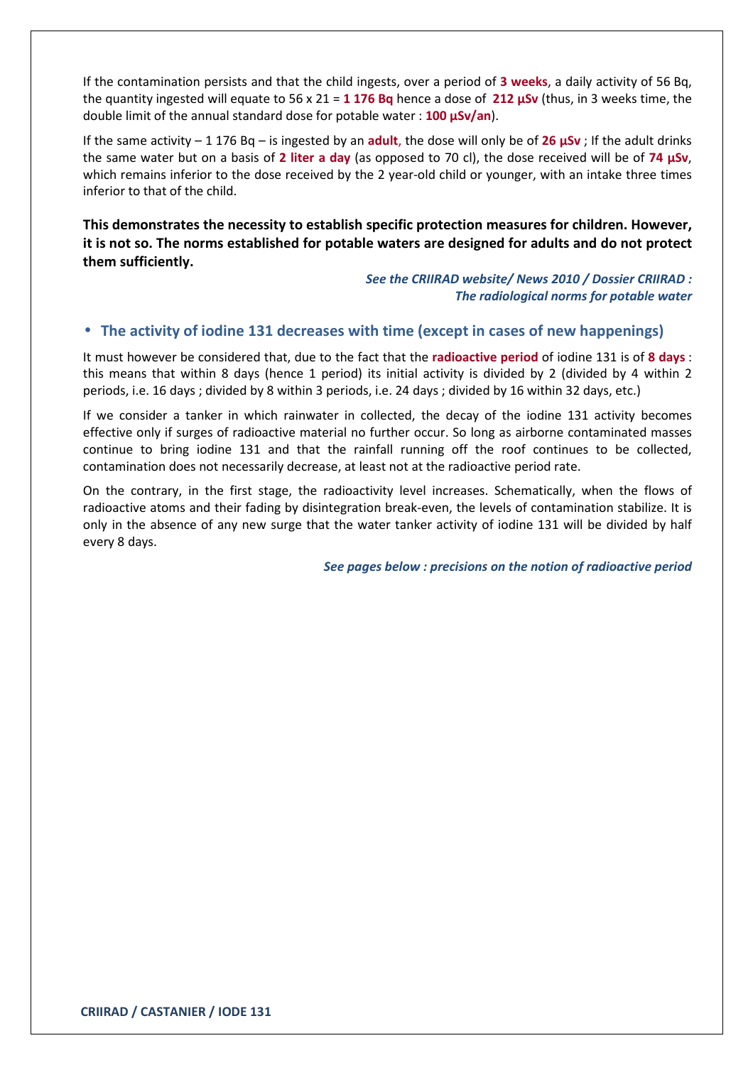If the contamination persists and that the child ingests, over a period of **3 weeks**, a daily activity of 56 Bq, the quantity ingested will equate to 56 x 21 = **1 176 Bq** hence a dose of **212 µSv** (thus, in 3 weeks time, the double limit of the annual standard dose for potable water : **100 µSv/an**).

If the same activity – 1 176 Bq – is ingested by an **adult**, the dose will only be of **26 µSv** ; If the adult drinks the same water but on a basis of **2 liter a day** (as opposed to 70 cl), the dose received will be of **74 µSv**, which remains inferior to the dose received by the 2 year-old child or younger, with an intake three times inferior to that of the child.

**This demonstrates the necessity to establish specific protection measures for children. However, it is not so. The norms established for potable waters are designed for adults and do not protect them sufficiently.**

***See the CRIIRAD website/ News 2010 / Dossier CRIIRAD : The radiological norms for potable water***

## • The activity of iodine 131 decreases with time (except in cases of new happenings)

It must however be considered that, due to the fact that the **radioactive period** of iodine 131 is of **8 days** : this means that within 8 days (hence 1 period) its initial activity is divided by 2 (divided by 4 within 2 periods, i.e. 16 days ; divided by 8 within 3 periods, i.e. 24 days ; divided by 16 within 32 days, etc.)

If we consider a tanker in which rainwater in collected, the decay of the iodine 131 activity becomes effective only if surges of radioactive material no further occur. So long as airborne contaminated masses continue to bring iodine 131 and that the rainfall running off the roof continues to be collected, contamination does not necessarily decrease, at least not at the radioactive period rate.

On the contrary, in the first stage, the radioactivity level increases. Schematically, when the flows of radioactive atoms and their fading by disintegration break-even, the levels of contamination stabilize. It is only in the absence of any new surge that the water tanker activity of iodine 131 will be divided by half every 8 days.

***See pages below : precisions on the notion of radioactive period***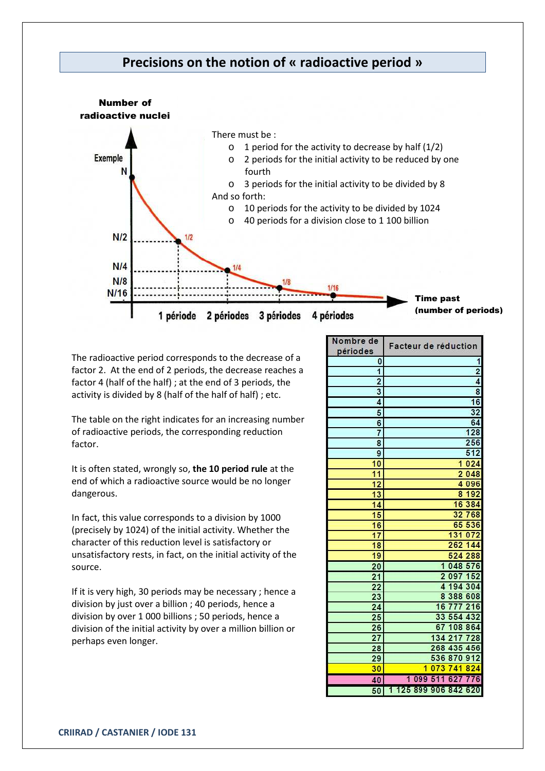# Precisions on the notion of « radioactive period »

Number of radioactive nuclei

Exemple

N

N/2

N/4

N/8

N/16

1/2

1/4

1/8

1/16

1 période 2 périodes 3 périodes 4 périodes

Time past (number of periods)

There must be :

- 1 period for the activity to decrease by half (1/2)
- 2 periods for the initial activity to be reduced by one fourth
- 3 periods for the initial activity to be divided by 8

And so forth:

- 10 periods for the activity to be divided by 1024
- 40 periods for a division close to 1 100 billion

The radioactive period corresponds to the decrease of a factor 2. At the end of 2 periods, the decrease reaches a factor 4 (half of the half) ; at the end of 3 periods, the activity is divided by 8 (half of the half of half) ; etc.

The table on the right indicates for an increasing number of radioactive periods, the corresponding reduction factor.

It is often stated, wrongly so, **the 10 period rule** at the end of which a radioactive source would be no longer dangerous.

In fact, this value corresponds to a division by 1000 (precisely by 1024) of the initial activity. Whether the character of this reduction level is satisfactory or unsatisfactory rests, in fact, on the initial activity of the source.

If it is very high, 30 periods may be necessary ; hence a division by just over a billion ; 40 periods, hence a division by over 1 000 billions ; 50 periods, hence a division of the initial activity by over a million billion or perhaps even longer.

| Nombre de périodes | Facteur de réduction |
|---|---|
| 0 | 1 |
| 1 | 2 |
| 2 | 4 |
| 3 | 8 |
| 4 | 16 |
| 5 | 32 |
| 6 | 64 |
| 7 | 128 |
| 8 | 256 |
| 9 | 512 |
| 10 | 1 024 |
| 11 | 2 048 |
| 12 | 4 096 |
| 13 | 8 192 |
| 14 | 16 384 |
| 15 | 32 768 |
| 16 | 65 536 |
| 17 | 131 072 |
| 18 | 262 144 |
| 19 | 524 288 |
| 20 | 1 048 576 |
| 21 | 2 097 152 |
| 22 | 4 194 304 |
| 23 | 8 388 608 |
| 24 | 16 777 216 |
| 25 | 33 554 432 |
| 26 | 67 108 864 |
| 27 | 134 217 728 |
| 28 | 268 435 456 |
| 29 | 536 870 912 |
| 30 | 1 073 741 824 |
| 40 | 1 099 511 627 776 |
| 50 | 1 125 899 906 842 620 |

CRIIRAD / CASTANIER / IODE 131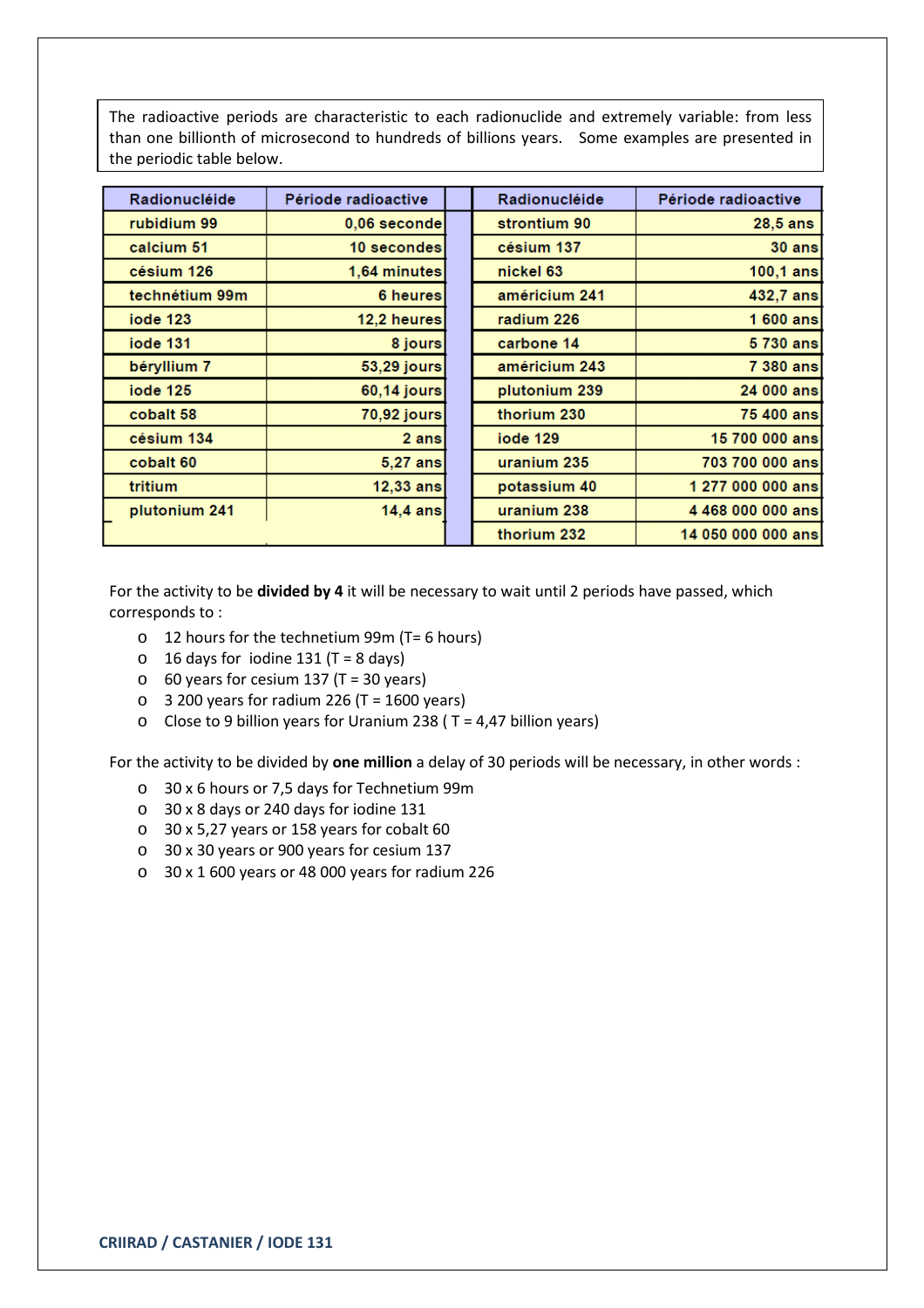The radioactive periods are characteristic to each radionuclide and extremely variable: from less than one billionth of microsecond to hundreds of billions years. Some examples are presented in the periodic table below.

| Radionucléide | Période radioactive | | Radionucléide | Période radioactive |
|---|---|---|---|---|
| rubidium 99 | 0,06 seconde | | strontium 90 | 28,5 ans |
| calcium 51 | 10 secondes | | césium 137 | 30 ans |
| césium 126 | 1,64 minutes | | nickel 63 | 100,1 ans |
| technétium 99m | 6 heures | | américium 241 | 432,7 ans |
| iode 123 | 12,2 heures | | radium 226 | 1 600 ans |
| iode 131 | 8 jours | | carbone 14 | 5 730 ans |
| béryllium 7 | 53,29 jours | | américium 243 | 7 380 ans |
| iode 125 | 60,14 jours | | plutonium 239 | 24 000 ans |
| cobalt 58 | 70,92 jours | | thorium 230 | 75 400 ans |
| césium 134 | 2 ans | | iode 129 | 15 700 000 ans |
| cobalt 60 | 5,27 ans | | uranium 235 | 703 700 000 ans |
| tritium | 12,33 ans | | potassium 40 | 1 277 000 000 ans |
| plutonium 241 | 14,4 ans | | uranium 238 | 4 468 000 000 ans |
| | | | thorium 232 | 14 050 000 000 ans |

For the activity to be **divided by 4** it will be necessary to wait until 2 periods have passed, which corresponds to :

- 12 hours for the technetium 99m (T= 6 hours)
- 16 days for iodine 131 (T = 8 days)
- 60 years for cesium 137 (T = 30 years)
- 3 200 years for radium 226 (T = 1600 years)
- Close to 9 billion years for Uranium 238 ( T = 4,47 billion years)

For the activity to be divided by **one million** a delay of 30 periods will be necessary, in other words :

- 30 x 6 hours or 7,5 days for Technetium 99m
- 30 x 8 days or 240 days for iodine 131
- 30 x 5,27 years or 158 years for cobalt 60
- 30 x 30 years or 900 years for cesium 137
- 30 x 1 600 years or 48 000 years for radium 226